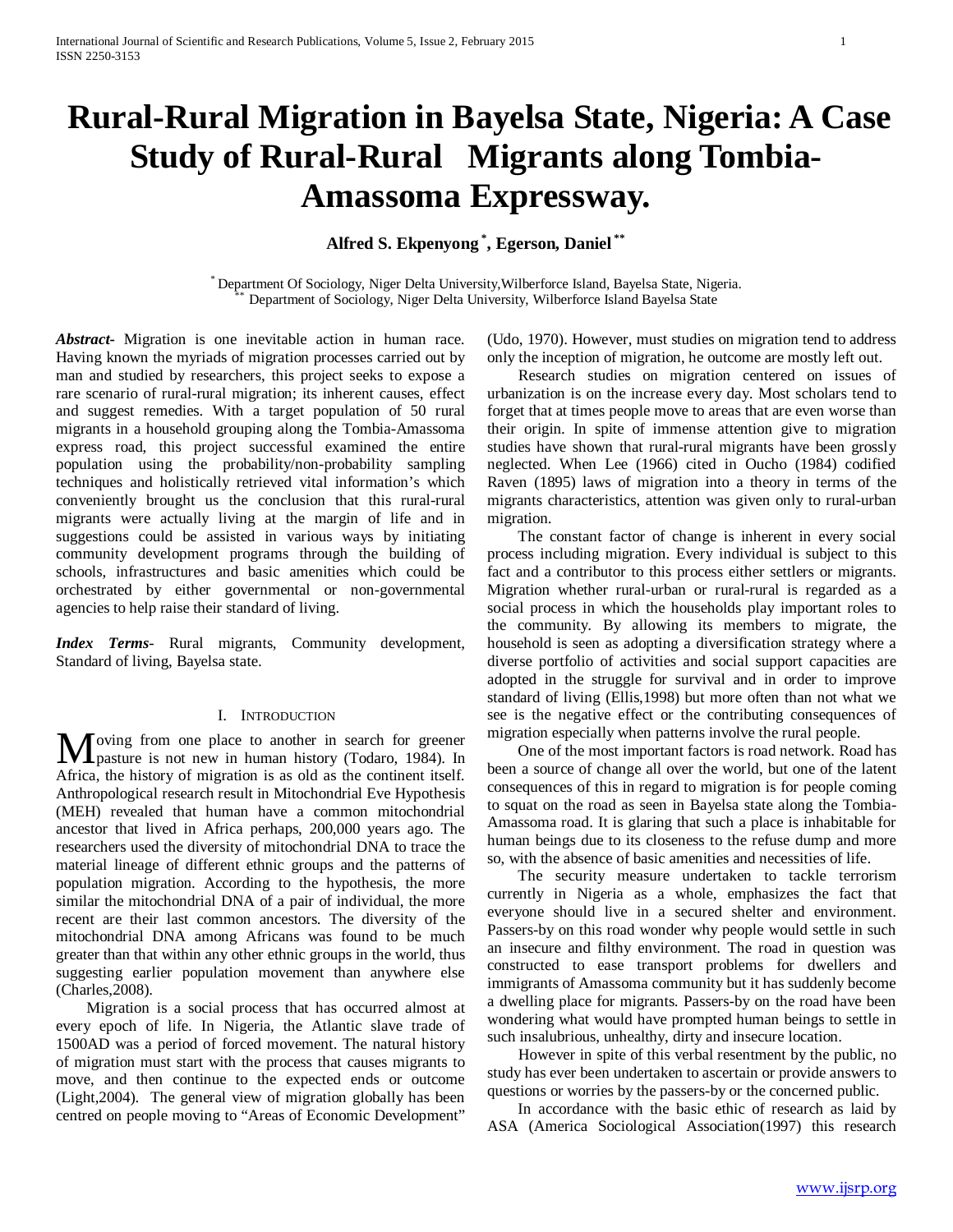# Rural-Rural Migration in Bayelsa State, Nigeria: A Case Study of Rural-Rural Migrants along Tombia-Amassoma Expressway.

**Alfred S. Ekpenyong [*], Egerson, Daniel [**]**

[*] Department Of Sociology, Niger Delta University,Wilberforce Island, Bayelsa State, Nigeria.
[**] Department of Sociology, Niger Delta University, Wilberforce Island Bayelsa State

***Abstract***- Migration is one inevitable action in human race. Having known the myriads of migration processes carried out by man and studied by researchers, this project seeks to expose a rare scenario of rural-rural migration; its inherent causes, effect and suggest remedies. With a target population of 50 rural migrants in a household grouping along the Tombia-Amassoma express road, this project successful examined the entire population using the probability/non-probability sampling techniques and holistically retrieved vital information's which conveniently brought us the conclusion that this rural-rural migrants were actually living at the margin of life and in suggestions could be assisted in various ways by initiating community development programs through the building of schools, infrastructures and basic amenities which could be orchestrated by either governmental or non-governmental agencies to help raise their standard of living.

***Index Terms***- Rural migrants, Community development, Standard of living, Bayelsa state.

## I. Introduction

Moving from one place to another in search for greener pasture is not new in human history (Todaro, 1984). In Africa, the history of migration is as old as the continent itself. Anthropological research result in Mitochondrial Eve Hypothesis (MEH) revealed that human have a common mitochondrial ancestor that lived in Africa perhaps, 200,000 years ago. The researchers used the diversity of mitochondrial DNA to trace the material lineage of different ethnic groups and the patterns of population migration. According to the hypothesis, the more similar the mitochondrial DNA of a pair of individual, the more recent are their last common ancestors. The diversity of the mitochondrial DNA among Africans was found to be much greater than that within any other ethnic groups in the world, thus suggesting earlier population movement than anywhere else (Charles,2008).

Migration is a social process that has occurred almost at every epoch of life. In Nigeria, the Atlantic slave trade of 1500AD was a period of forced movement. The natural history of migration must start with the process that causes migrants to move, and then continue to the expected ends or outcome (Light,2004). The general view of migration globally has been centred on people moving to "Areas of Economic Development" (Udo, 1970). However, must studies on migration tend to address only the inception of migration, he outcome are mostly left out.

Research studies on migration centered on issues of urbanization is on the increase every day. Most scholars tend to forget that at times people move to areas that are even worse than their origin. In spite of immense attention give to migration studies have shown that rural-rural migrants have been grossly neglected. When Lee (1966) cited in Oucho (1984) codified Raven (1895) laws of migration into a theory in terms of the migrants characteristics, attention was given only to rural-urban migration.

The constant factor of change is inherent in every social process including migration. Every individual is subject to this fact and a contributor to this process either settlers or migrants. Migration whether rural-urban or rural-rural is regarded as a social process in which the households play important roles to the community. By allowing its members to migrate, the household is seen as adopting a diversification strategy where a diverse portfolio of activities and social support capacities are adopted in the struggle for survival and in order to improve standard of living (Ellis,1998) but more often than not what we see is the negative effect or the contributing consequences of migration especially when patterns involve the rural people.

One of the most important factors is road network. Road has been a source of change all over the world, but one of the latent consequences of this in regard to migration is for people coming to squat on the road as seen in Bayelsa state along the Tombia-Amassoma road. It is glaring that such a place is inhabitable for human beings due to its closeness to the refuse dump and more so, with the absence of basic amenities and necessities of life.

The security measure undertaken to tackle terrorism currently in Nigeria as a whole, emphasizes the fact that everyone should live in a secured shelter and environment. Passers-by on this road wonder why people would settle in such an insecure and filthy environment. The road in question was constructed to ease transport problems for dwellers and immigrants of Amassoma community but it has suddenly become a dwelling place for migrants. Passers-by on the road have been wondering what would have prompted human beings to settle in such insalubrious, unhealthy, dirty and insecure location.

However in spite of this verbal resentment by the public, no study has ever been undertaken to ascertain or provide answers to questions or worries by the passers-by or the concerned public.

In accordance with the basic ethic of research as laid by ASA (America Sociological Association(1997) this research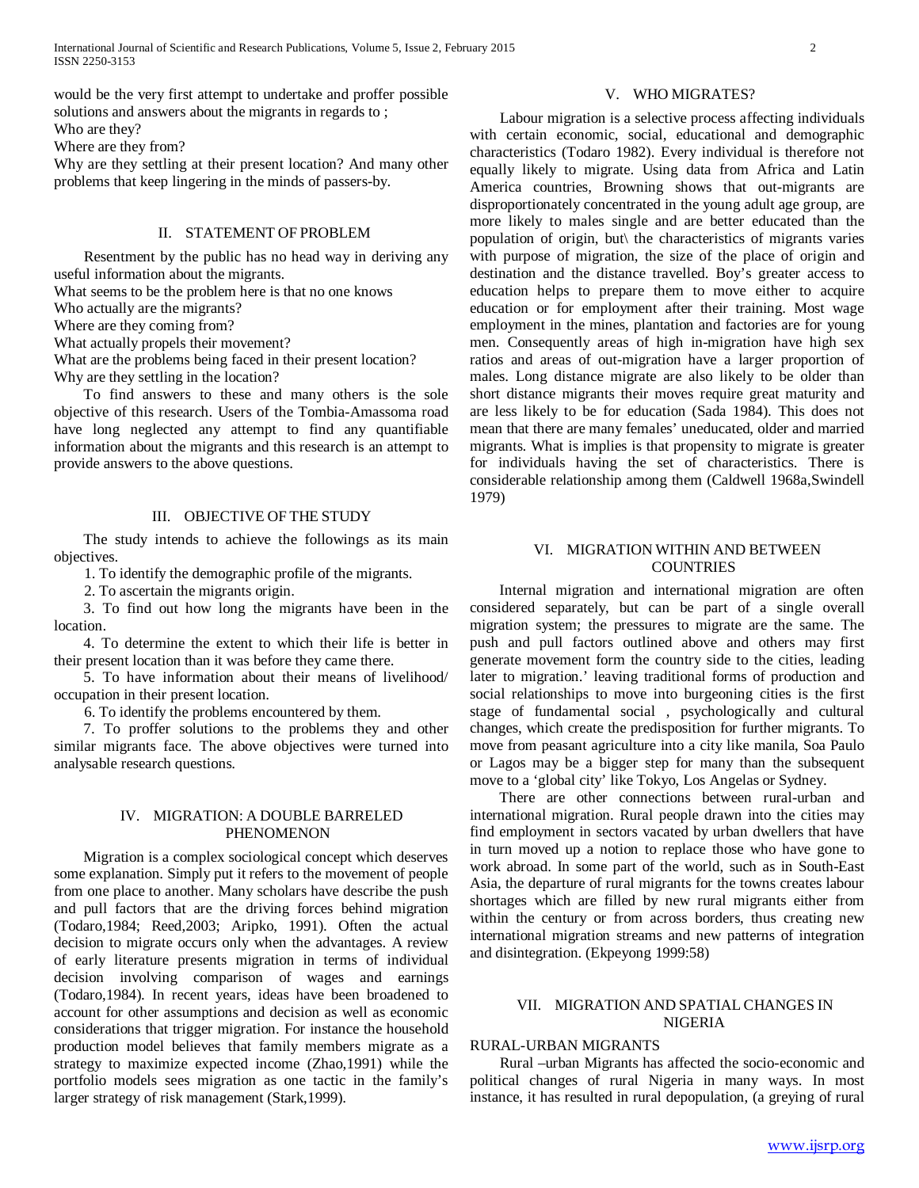would be the very first attempt to undertake and proffer possible solutions and answers about the migrants in regards to ;

Who are they?

Where are they from?

Why are they settling at their present location? And many other problems that keep lingering in the minds of passers-by.

## II. STATEMENT OF PROBLEM

Resentment by the public has no head way in deriving any useful information about the migrants.

What seems to be the problem here is that no one knows

Who actually are the migrants?

Where are they coming from?

What actually propels their movement?

What are the problems being faced in their present location?

Why are they settling in the location?

To find answers to these and many others is the sole objective of this research. Users of the Tombia-Amassoma road have long neglected any attempt to find any quantifiable information about the migrants and this research is an attempt to provide answers to the above questions.

## III. OBJECTIVE OF THE STUDY

The study intends to achieve the followings as its main objectives.

1. To identify the demographic profile of the migrants.
2. To ascertain the migrants origin.
3. To find out how long the migrants have been in the location.
4. To determine the extent to which their life is better in their present location than it was before they came there.
5. To have information about their means of livelihood/ occupation in their present location.
6. To identify the problems encountered by them.
7. To proffer solutions to the problems they and other similar migrants face. The above objectives were turned into analysable research questions.

## IV. MIGRATION: A DOUBLE BARRELED PHENOMENON

Migration is a complex sociological concept which deserves some explanation. Simply put it refers to the movement of people from one place to another. Many scholars have describe the push and pull factors that are the driving forces behind migration (Todaro,1984; Reed,2003; Aripko, 1991). Often the actual decision to migrate occurs only when the advantages. A review of early literature presents migration in terms of individual decision involving comparison of wages and earnings (Todaro,1984). In recent years, ideas have been broadened to account for other assumptions and decision as well as economic considerations that trigger migration. For instance the household production model believes that family members migrate as a strategy to maximize expected income (Zhao,1991) while the portfolio models sees migration as one tactic in the family's larger strategy of risk management (Stark,1999).

## V. WHO MIGRATES?

Labour migration is a selective process affecting individuals with certain economic, social, educational and demographic characteristics (Todaro 1982). Every individual is therefore not equally likely to migrate. Using data from Africa and Latin America countries, Browning shows that out-migrants are disproportionately concentrated in the young adult age group, are more likely to males single and are better educated than the population of origin, but\ the characteristics of migrants varies with purpose of migration, the size of the place of origin and destination and the distance travelled. Boy's greater access to education helps to prepare them to move either to acquire education or for employment after their training. Most wage employment in the mines, plantation and factories are for young men. Consequently areas of high in-migration have high sex ratios and areas of out-migration have a larger proportion of males. Long distance migrate are also likely to be older than short distance migrants their moves require great maturity and are less likely to be for education (Sada 1984). This does not mean that there are many females' uneducated, older and married migrants. What is implies is that propensity to migrate is greater for individuals having the set of characteristics. There is considerable relationship among them (Caldwell 1968a,Swindell 1979)

## VI. MIGRATION WITHIN AND BETWEEN COUNTRIES

Internal migration and international migration are often considered separately, but can be part of a single overall migration system; the pressures to migrate are the same. The push and pull factors outlined above and others may first generate movement form the country side to the cities, leading later to migration.' leaving traditional forms of production and social relationships to move into burgeoning cities is the first stage of fundamental social , psychologically and cultural changes, which create the predisposition for further migrants. To move from peasant agriculture into a city like manila, Soa Paulo or Lagos may be a bigger step for many than the subsequent move to a 'global city' like Tokyo, Los Angelas or Sydney.

There are other connections between rural-urban and international migration. Rural people drawn into the cities may find employment in sectors vacated by urban dwellers that have in turn moved up a notion to replace those who have gone to work abroad. In some part of the world, such as in South-East Asia, the departure of rural migrants for the towns creates labour shortages which are filled by new rural migrants either from within the century or from across borders, thus creating new international migration streams and new patterns of integration and disintegration. (Ekpeyong 1999:58)

## VII. MIGRATION AND SPATIAL CHANGES IN NIGERIA

### RURAL-URBAN MIGRANTS

Rural –urban Migrants has affected the socio-economic and political changes of rural Nigeria in many ways. In most instance, it has resulted in rural depopulation, (a greying of rural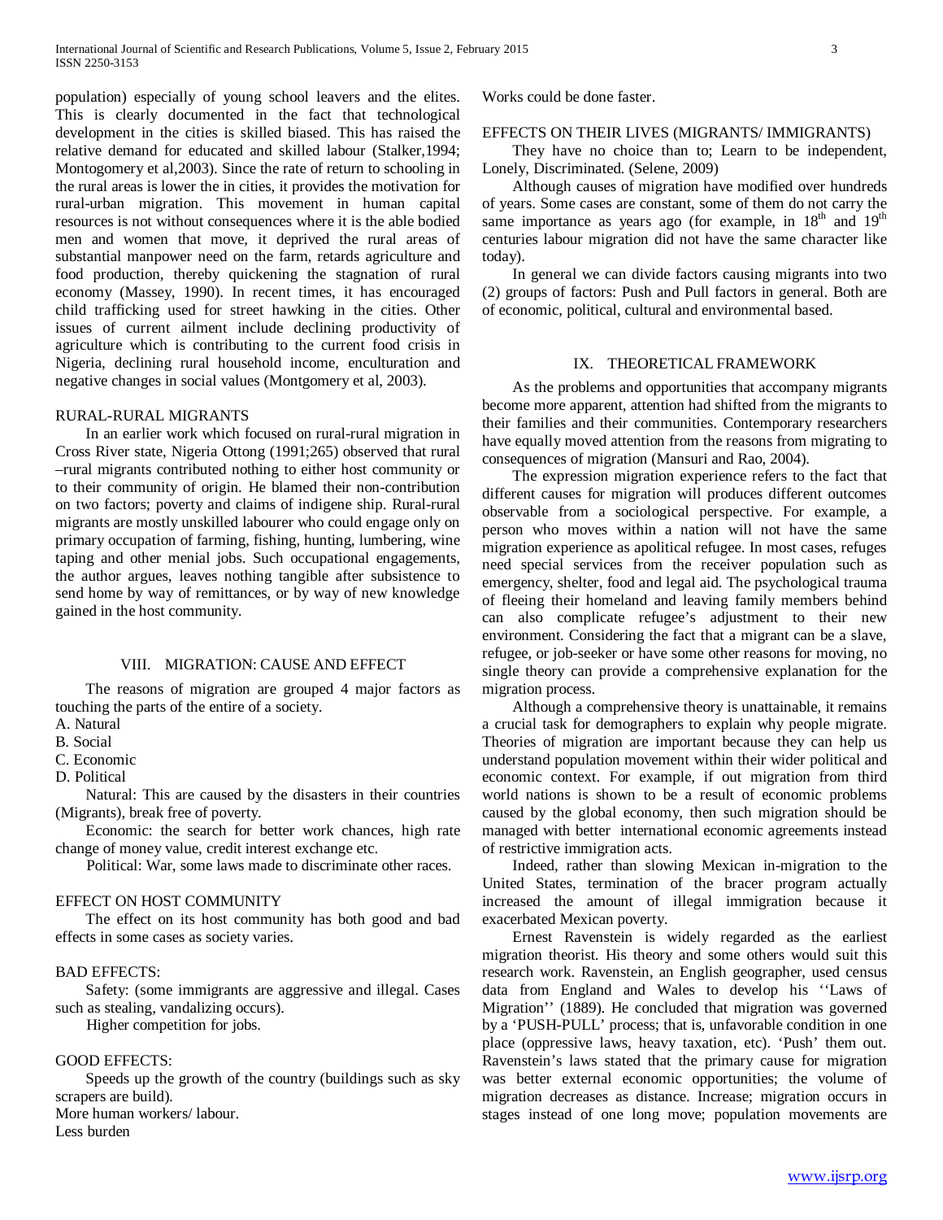population) especially of young school leavers and the elites. This is clearly documented in the fact that technological development in the cities is skilled biased. This has raised the relative demand for educated and skilled labour (Stalker,1994; Montogomery et al,2003). Since the rate of return to schooling in the rural areas is lower the in cities, it provides the motivation for rural-urban migration. This movement in human capital resources is not without consequences where it is the able bodied men and women that move, it deprived the rural areas of substantial manpower need on the farm, retards agriculture and food production, thereby quickening the stagnation of rural economy (Massey, 1990). In recent times, it has encouraged child trafficking used for street hawking in the cities. Other issues of current ailment include declining productivity of agriculture which is contributing to the current food crisis in Nigeria, declining rural household income, enculturation and negative changes in social values (Montgomery et al, 2003).

RURAL-RURAL MIGRANTS

In an earlier work which focused on rural-rural migration in Cross River state, Nigeria Ottong (1991;265) observed that rural –rural migrants contributed nothing to either host community or to their community of origin. He blamed their non-contribution on two factors; poverty and claims of indigene ship. Rural-rural migrants are mostly unskilled labourer who could engage only on primary occupation of farming, fishing, hunting, lumbering, wine taping and other menial jobs. Such occupational engagements, the author argues, leaves nothing tangible after subsistence to send home by way of remittances, or by way of new knowledge gained in the host community.

## VIII. Migration: Cause and Effect

The reasons of migration are grouped 4 major factors as touching the parts of the entire of a society.

A. Natural
B. Social
C. Economic
D. Political

Natural: This are caused by the disasters in their countries (Migrants), break free of poverty.

Economic: the search for better work chances, high rate change of money value, credit interest exchange etc.

Political: War, some laws made to discriminate other races.

EFFECT ON HOST COMMUNITY

The effect on its host community has both good and bad effects in some cases as society varies.

BAD EFFECTS:

Safety: (some immigrants are aggressive and illegal. Cases such as stealing, vandalizing occurs).

Higher competition for jobs.

GOOD EFFECTS:

Speeds up the growth of the country (buildings such as sky scrapers are build).

More human workers/ labour.

Less burden

Works could be done faster.

EFFECTS ON THEIR LIVES (MIGRANTS/ IMMIGRANTS)

They have no choice than to; Learn to be independent, Lonely, Discriminated. (Selene, 2009)

Although causes of migration have modified over hundreds of years. Some cases are constant, some of them do not carry the same importance as years ago (for example, in 18th and 19th centuries labour migration did not have the same character like today).

In general we can divide factors causing migrants into two (2) groups of factors: Push and Pull factors in general. Both are of economic, political, cultural and environmental based.

## IX. Theoretical Framework

As the problems and opportunities that accompany migrants become more apparent, attention had shifted from the migrants to their families and their communities. Contemporary researchers have equally moved attention from the reasons from migrating to consequences of migration (Mansuri and Rao, 2004).

The expression migration experience refers to the fact that different causes for migration will produces different outcomes observable from a sociological perspective. For example, a person who moves within a nation will not have the same migration experience as apolitical refugee. In most cases, refuges need special services from the receiver population such as emergency, shelter, food and legal aid. The psychological trauma of fleeing their homeland and leaving family members behind can also complicate refugee's adjustment to their new environment. Considering the fact that a migrant can be a slave, refugee, or job-seeker or have some other reasons for moving, no single theory can provide a comprehensive explanation for the migration process.

Although a comprehensive theory is unattainable, it remains a crucial task for demographers to explain why people migrate. Theories of migration are important because they can help us understand population movement within their wider political and economic context. For example, if out migration from third world nations is shown to be a result of economic problems caused by the global economy, then such migration should be managed with better international economic agreements instead of restrictive immigration acts.

Indeed, rather than slowing Mexican in-migration to the United States, termination of the bracer program actually increased the amount of illegal immigration because it exacerbated Mexican poverty.

Ernest Ravenstein is widely regarded as the earliest migration theorist. His theory and some others would suit this research work. Ravenstein, an English geographer, used census data from England and Wales to develop his ''Laws of Migration'' (1889). He concluded that migration was governed by a 'PUSH-PULL' process; that is, unfavorable condition in one place (oppressive laws, heavy taxation, etc). 'Push' them out. Ravenstein's laws stated that the primary cause for migration was better external economic opportunities; the volume of migration decreases as distance. Increase; migration occurs in stages instead of one long move; population movements are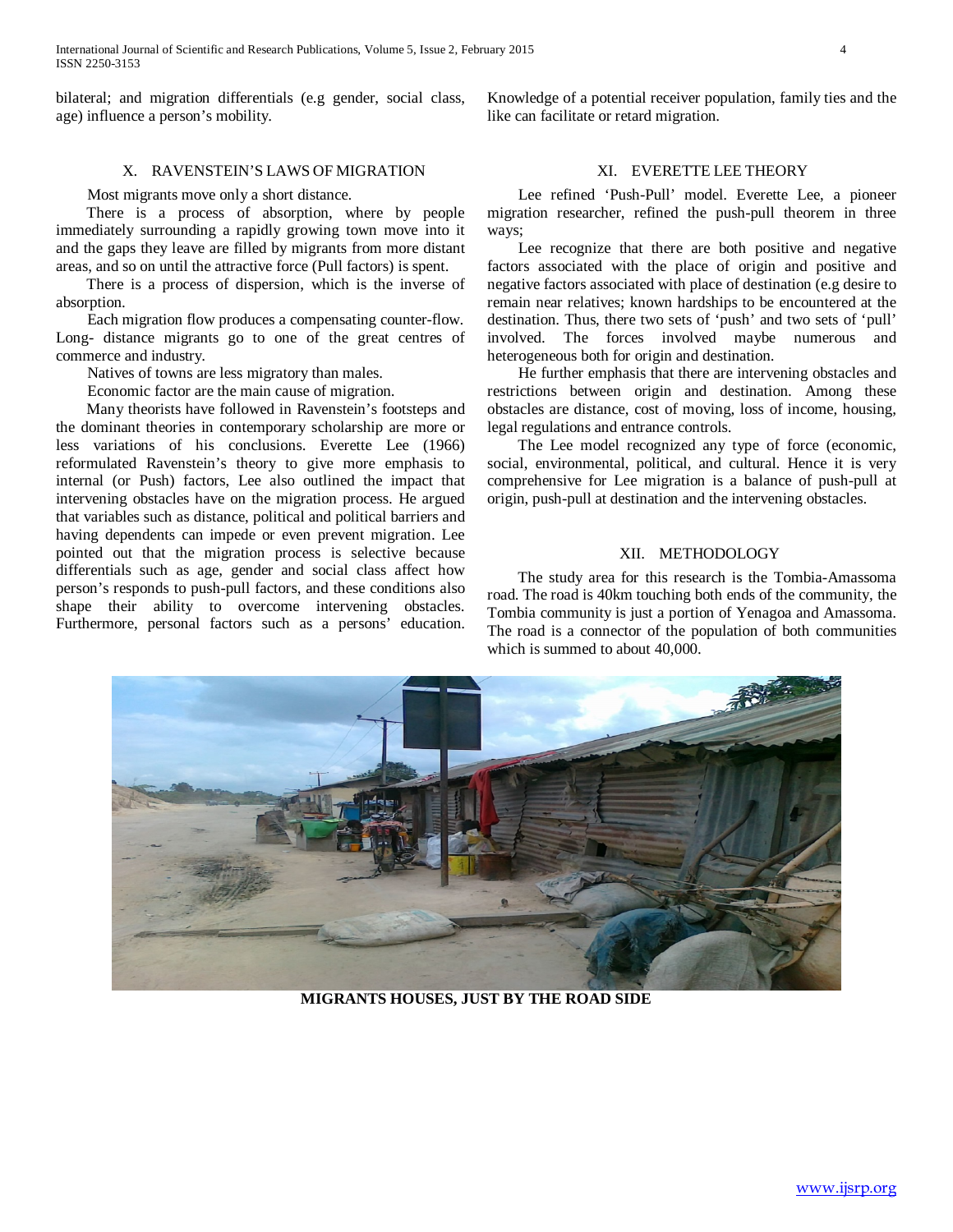bilateral; and migration differentials (e.g gender, social class, age) influence a person's mobility.

## X. RAVENSTEIN'S LAWS OF MIGRATION

Most migrants move only a short distance.

There is a process of absorption, where by people immediately surrounding a rapidly growing town move into it and the gaps they leave are filled by migrants from more distant areas, and so on until the attractive force (Pull factors) is spent.

There is a process of dispersion, which is the inverse of absorption.

Each migration flow produces a compensating counter-flow. Long- distance migrants go to one of the great centres of commerce and industry.

Natives of towns are less migratory than males.

Economic factor are the main cause of migration.

Many theorists have followed in Ravenstein's footsteps and the dominant theories in contemporary scholarship are more or less variations of his conclusions. Everette Lee (1966) reformulated Ravenstein's theory to give more emphasis to internal (or Push) factors, Lee also outlined the impact that intervening obstacles have on the migration process. He argued that variables such as distance, political and political barriers and having dependents can impede or even prevent migration. Lee pointed out that the migration process is selective because differentials such as age, gender and social class affect how person's responds to push-pull factors, and these conditions also shape their ability to overcome intervening obstacles. Furthermore, personal factors such as a persons' education. Knowledge of a potential receiver population, family ties and the like can facilitate or retard migration.

## XI. EVERETTE LEE THEORY

Lee refined 'Push-Pull' model. Everette Lee, a pioneer migration researcher, refined the push-pull theorem in three ways;

Lee recognize that there are both positive and negative factors associated with the place of origin and positive and negative factors associated with place of destination (e.g desire to remain near relatives; known hardships to be encountered at the destination. Thus, there two sets of 'push' and two sets of 'pull' involved. The forces involved maybe numerous and heterogeneous both for origin and destination.

He further emphasis that there are intervening obstacles and restrictions between origin and destination. Among these obstacles are distance, cost of moving, loss of income, housing, legal regulations and entrance controls.

The Lee model recognized any type of force (economic, social, environmental, political, and cultural. Hence it is very comprehensive for Lee migration is a balance of push-pull at origin, push-pull at destination and the intervening obstacles.

## XII. METHODOLOGY

The study area for this research is the Tombia-Amassoma road. The road is 40km touching both ends of the community, the Tombia community is just a portion of Yenagoa and Amassoma. The road is a connector of the population of both communities which is summed to about 40,000.

**MIGRANTS HOUSES, JUST BY THE ROAD SIDE**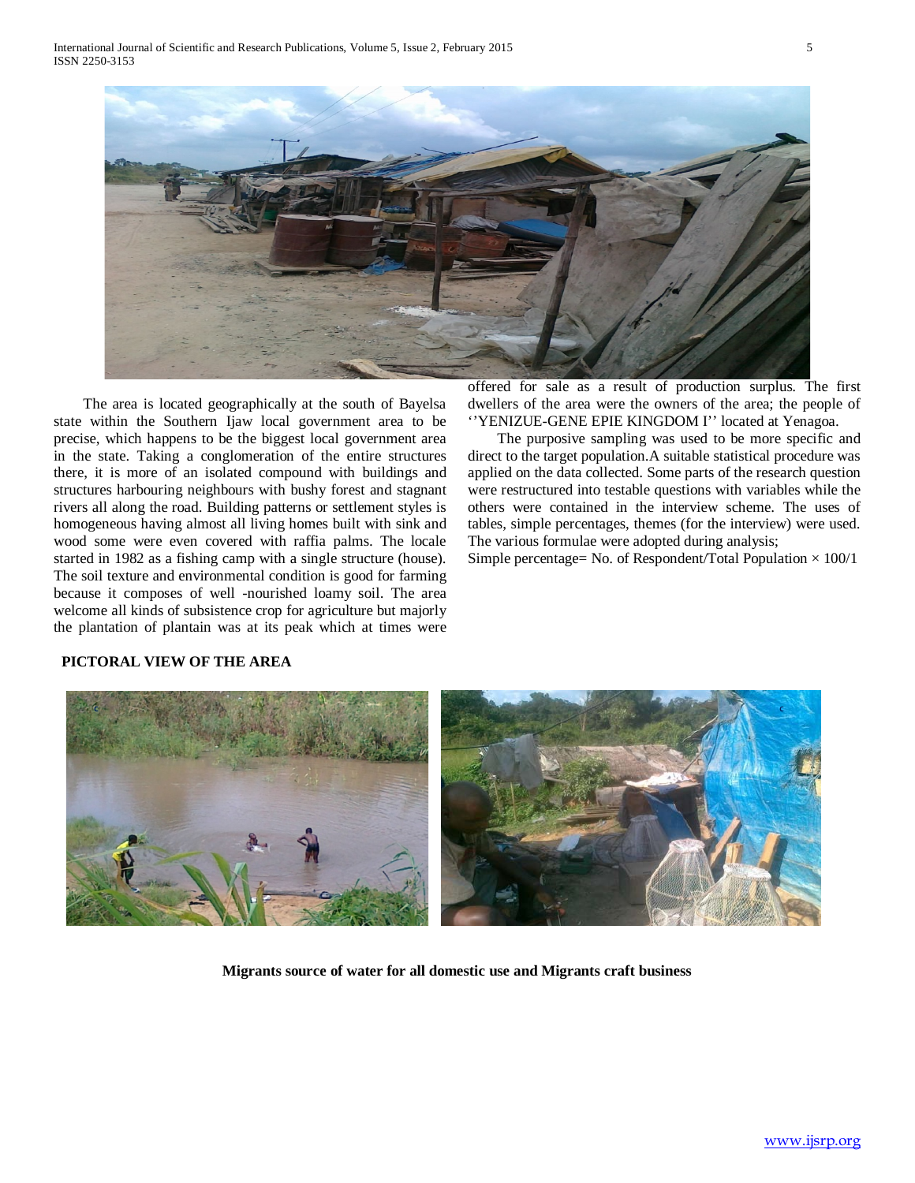The area is located geographically at the south of Bayelsa state within the Southern Ijaw local government area to be precise, which happens to be the biggest local government area in the state. Taking a conglomeration of the entire structures there, it is more of an isolated compound with buildings and structures harbouring neighbours with bushy forest and stagnant rivers all along the road. Building patterns or settlement styles is homogeneous having almost all living homes built with sink and wood some were even covered with raffia palms. The locale started in 1982 as a fishing camp with a single structure (house). The soil texture and environmental condition is good for farming because it composes of well -nourished loamy soil. The area welcome all kinds of subsistence crop for agriculture but majorly the plantation of plantain was at its peak which at times were offered for sale as a result of production surplus. The first dwellers of the area were the owners of the area; the people of ''YENIZUE-GENE EPIE KINGDOM I'' located at Yenagoa.

The purposive sampling was used to be more specific and direct to the target population.A suitable statistical procedure was applied on the data collected. Some parts of the research question were restructured into testable questions with variables while the others were contained in the interview scheme. The uses of tables, simple percentages, themes (for the interview) were used. The various formulae were adopted during analysis;

Simple percentage= No. of Respondent/Total Population × 100/1

**PICTORAL VIEW OF THE AREA**

**Migrants source of water for all domestic use and Migrants craft business**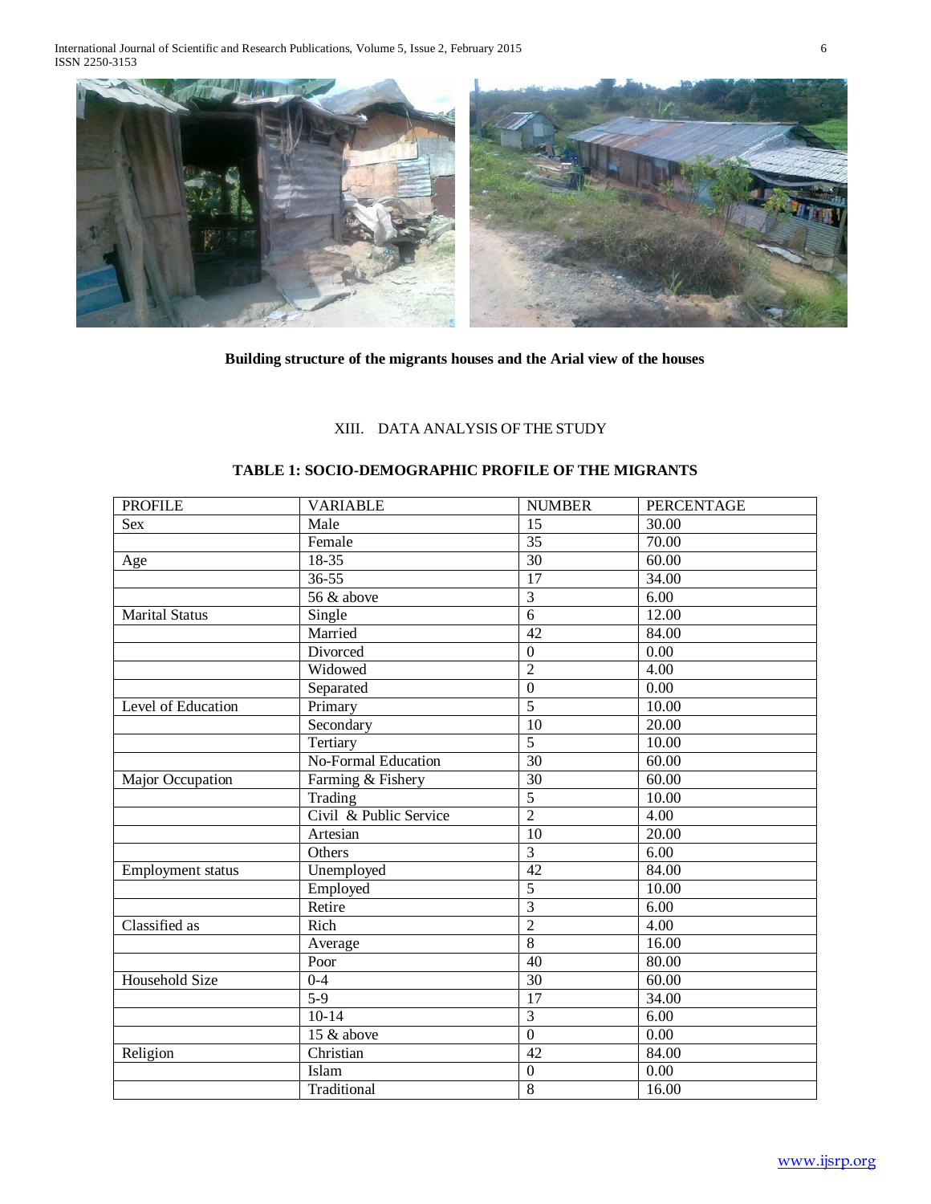**Building structure of the migrants houses and the Arial view of the houses**

## XIII. DATA ANALYSIS OF THE STUDY

**TABLE 1: SOCIO-DEMOGRAPHIC PROFILE OF THE MIGRANTS**

| PROFILE | VARIABLE | NUMBER | PERCENTAGE |
|---|---|---|---|
| Sex | Male | 15 | 30.00 |
| | Female | 35 | 70.00 |
| Age | 18-35 | 30 | 60.00 |
| | 36-55 | 17 | 34.00 |
| | 56 & above | 3 | 6.00 |
| Marital Status | Single | 6 | 12.00 |
| | Married | 42 | 84.00 |
| | Divorced | 0 | 0.00 |
| | Widowed | 2 | 4.00 |
| | Separated | 0 | 0.00 |
| Level of Education | Primary | 5 | 10.00 |
| | Secondary | 10 | 20.00 |
| | Tertiary | 5 | 10.00 |
| | No-Formal Education | 30 | 60.00 |
| Major Occupation | Farming & Fishery | 30 | 60.00 |
| | Trading | 5 | 10.00 |
| | Civil & Public Service | 2 | 4.00 |
| | Artesian | 10 | 20.00 |
| | Others | 3 | 6.00 |
| Employment status | Unemployed | 42 | 84.00 |
| | Employed | 5 | 10.00 |
| | Retire | 3 | 6.00 |
| Classified as | Rich | 2 | 4.00 |
| | Average | 8 | 16.00 |
| | Poor | 40 | 80.00 |
| Household Size | 0-4 | 30 | 60.00 |
| | 5-9 | 17 | 34.00 |
| | 10-14 | 3 | 6.00 |
| | 15 & above | 0 | 0.00 |
| Religion | Christian | 42 | 84.00 |
| | Islam | 0 | 0.00 |
| | Traditional | 8 | 16.00 |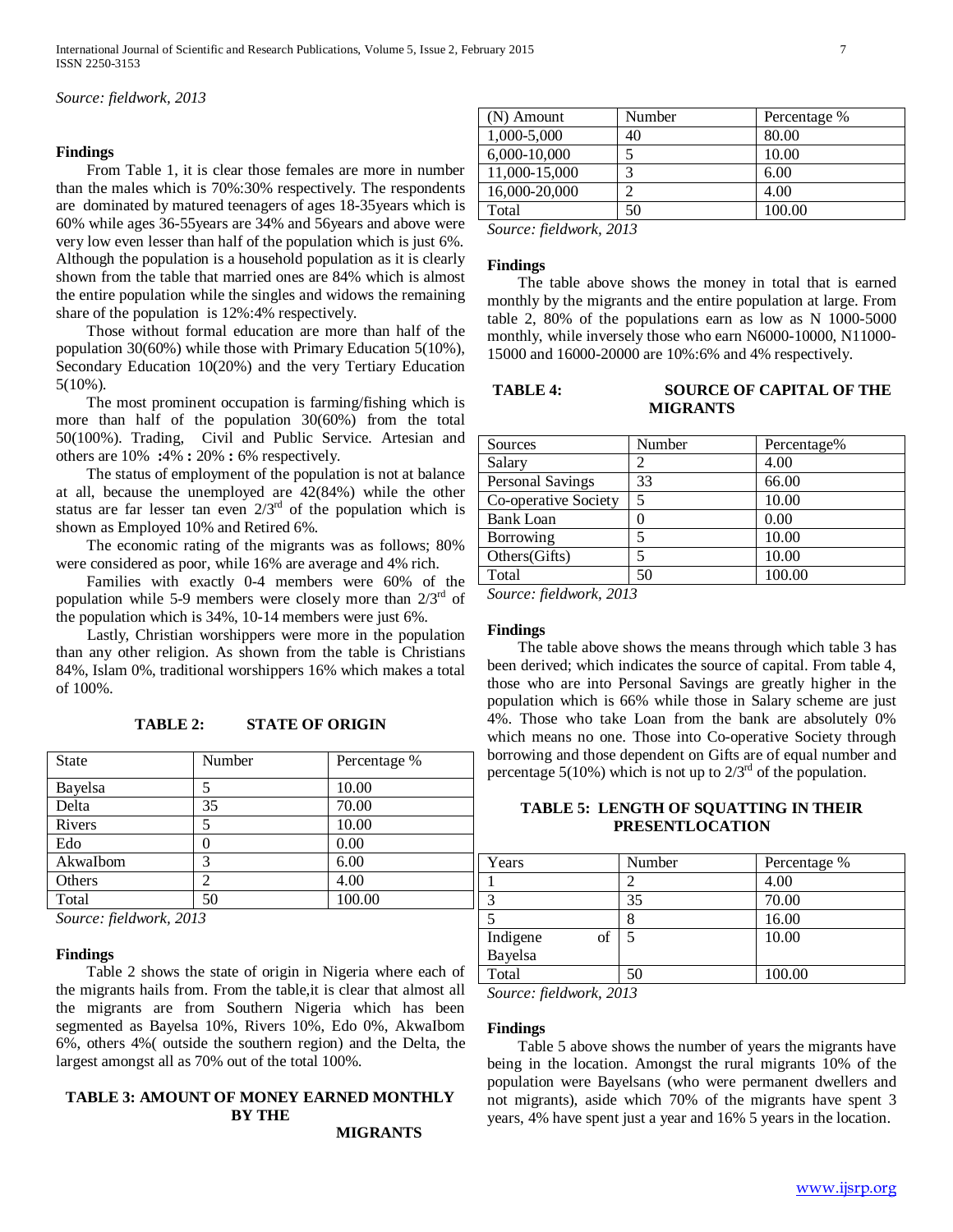*Source: fieldwork, 2013*

**Findings**

From Table 1, it is clear those females are more in number than the males which is 70%:30% respectively. The respondents are dominated by matured teenagers of ages 18-35years which is 60% while ages 36-55years are 34% and 56years and above were very low even lesser than half of the population which is just 6%. Although the population is a household population as it is clearly shown from the table that married ones are 84% which is almost the entire population while the singles and widows the remaining share of the population is 12%:4% respectively.

Those without formal education are more than half of the population 30(60%) while those with Primary Education 5(10%), Secondary Education 10(20%) and the very Tertiary Education 5(10%).

The most prominent occupation is farming/fishing which is more than half of the population 30(60%) from the total 50(100%). Trading, Civil and Public Service. Artesian and others are 10% **:**4% **:** 20% **:** 6% respectively.

The status of employment of the population is not at balance at all, because the unemployed are 42(84%) while the other status are far lesser tan even 2/3rd of the population which is shown as Employed 10% and Retired 6%.

The economic rating of the migrants was as follows; 80% were considered as poor, while 16% are average and 4% rich.

Families with exactly 0-4 members were 60% of the population while 5-9 members were closely more than 2/3rd of the population which is 34%, 10-14 members were just 6%.

Lastly, Christian worshippers were more in the population than any other religion. As shown from the table is Christians 84%, Islam 0%, traditional worshippers 16% which makes a total of 100%.

**TABLE 2: STATE OF ORIGIN**

| State | Number | Percentage % |
|---|---|---|
| Bayelsa | 5 | 10.00 |
| Delta | 35 | 70.00 |
| Rivers | 5 | 10.00 |
| Edo | 0 | 0.00 |
| AkwaIbom | 3 | 6.00 |
| Others | 2 | 4.00 |
| Total | 50 | 100.00 |

*Source: fieldwork, 2013*

**Findings**

Table 2 shows the state of origin in Nigeria where each of the migrants hails from. From the table,it is clear that almost all the migrants are from Southern Nigeria which has been segmented as Bayelsa 10%, Rivers 10%, Edo 0%, AkwaIbom 6%, others 4%( outside the southern region) and the Delta, the largest amongst all as 70% out of the total 100%.

**TABLE 3: AMOUNT OF MONEY EARNED MONTHLY BY THE MIGRANTS**

| (N) Amount | Number | Percentage % |
|---|---|---|
| 1,000-5,000 | 40 | 80.00 |
| 6,000-10,000 | 5 | 10.00 |
| 11,000-15,000 | 3 | 6.00 |
| 16,000-20,000 | 2 | 4.00 |
| Total | 50 | 100.00 |

*Source: fieldwork, 2013*

**Findings**

The table above shows the money in total that is earned monthly by the migrants and the entire population at large. From table 2, 80% of the populations earn as low as N 1000-5000 monthly, while inversely those who earn N6000-10000, N11000-15000 and 16000-20000 are 10%:6% and 4% respectively.

**TABLE 4: SOURCE OF CAPITAL OF THE MIGRANTS**

| Sources | Number | Percentage% |
|---|---|---|
| Salary | 2 | 4.00 |
| Personal Savings | 33 | 66.00 |
| Co-operative Society | 5 | 10.00 |
| Bank Loan | 0 | 0.00 |
| Borrowing | 5 | 10.00 |
| Others(Gifts) | 5 | 10.00 |
| Total | 50 | 100.00 |

*Source: fieldwork, 2013*

**Findings**

The table above shows the means through which table 3 has been derived; which indicates the source of capital. From table 4, those who are into Personal Savings are greatly higher in the population which is 66% while those in Salary scheme are just 4%. Those who take Loan from the bank are absolutely 0% which means no one. Those into Co-operative Society through borrowing and those dependent on Gifts are of equal number and percentage 5(10%) which is not up to 2/3rd of the population.

**TABLE 5: LENGTH OF SQUATTING IN THEIR PRESENTLOCATION**

| Years | Number | Percentage % |
|---|---|---|
| 1 | 2 | 4.00 |
| 3 | 35 | 70.00 |
| 5 | 8 | 16.00 |
| Indigene of Bayelsa | 5 | 10.00 |
| Total | 50 | 100.00 |

*Source: fieldwork, 2013*

**Findings**

Table 5 above shows the number of years the migrants have being in the location. Amongst the rural migrants 10% of the population were Bayelsans (who were permanent dwellers and not migrants), aside which 70% of the migrants have spent 3 years, 4% have spent just a year and 16% 5 years in the location.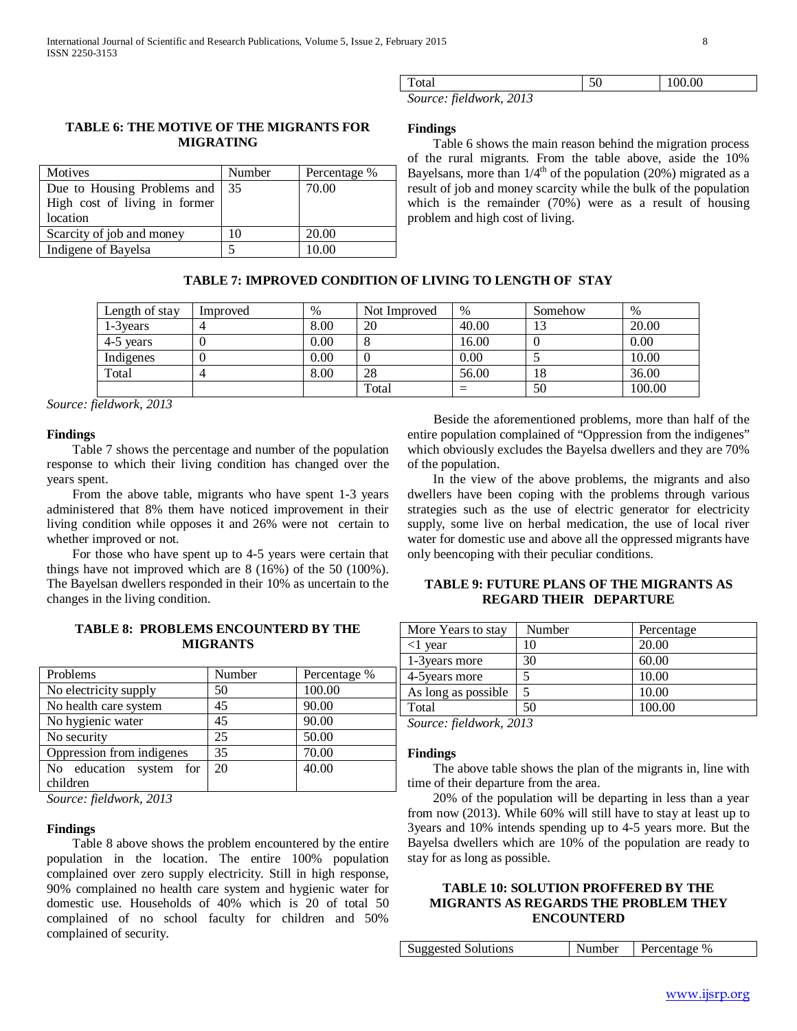| Total | 50 | 100.00 |
|---|---|---|

*Source: fieldwork, 2013*

**TABLE 6: THE MOTIVE OF THE MIGRANTS FOR MIGRATING**

| Motives | Number | Percentage % |
|---|---|---|
| Due to Housing Problems and High cost of living in former location | 35 | 70.00 |
| Scarcity of job and money | 10 | 20.00 |
| Indigene of Bayelsa | 5 | 10.00 |

**Findings**

Table 6 shows the main reason behind the migration process of the rural migrants. From the table above, aside the 10% Bayelsans, more than 1/4[th] of the population (20%) migrated as a result of job and money scarcity while the bulk of the population which is the remainder (70%) were as a result of housing problem and high cost of living.

**TABLE 7: IMPROVED CONDITION OF LIVING TO LENGTH OF STAY**

| Length of stay | Improved | % | Not Improved | % | Somehow | % |
|---|---|---|---|---|---|---|
| 1-3years | 4 | 8.00 | 20 | 40.00 | 13 | 20.00 |
| 4-5 years | 0 | 0.00 | 8 | 16.00 | 0 | 0.00 |
| Indigenes | 0 | 0.00 | 0 | 0.00 | 5 | 10.00 |
| Total | 4 | 8.00 | 28 | 56.00 | 18 | 36.00 |
| | | | Total | = | 50 | 100.00 |

*Source: fieldwork, 2013*

**Findings**

Table 7 shows the percentage and number of the population response to which their living condition has changed over the years spent.

From the above table, migrants who have spent 1-3 years administered that 8% them have noticed improvement in their living condition while opposes it and 26% were not certain to whether improved or not.

For those who have spent up to 4-5 years were certain that things have not improved which are 8 (16%) of the 50 (100%). The Bayelsan dwellers responded in their 10% as uncertain to the changes in the living condition.

**TABLE 8: PROBLEMS ENCOUNTERD BY THE MIGRANTS**

| Problems | Number | Percentage % |
|---|---|---|
| No electricity supply | 50 | 100.00 |
| No health care system | 45 | 90.00 |
| No hygienic water | 45 | 90.00 |
| No security | 25 | 50.00 |
| Oppression from indigenes | 35 | 70.00 |
| No education system for children | 20 | 40.00 |

*Source: fieldwork, 2013*

**Findings**

Table 8 above shows the problem encountered by the entire population in the location. The entire 100% population complained over zero supply electricity. Still in high response, 90% complained no health care system and hygienic water for domestic use. Households of 40% which is 20 of total 50 complained of no school faculty for children and 50% complained of security.

Beside the aforementioned problems, more than half of the entire population complained of "Oppression from the indigenes" which obviously excludes the Bayelsa dwellers and they are 70% of the population.

In the view of the above problems, the migrants and also dwellers have been coping with the problems through various strategies such as the use of electric generator for electricity supply, some live on herbal medication, the use of local river water for domestic use and above all the oppressed migrants have only beencoping with their peculiar conditions.

**TABLE 9: FUTURE PLANS OF THE MIGRANTS AS REGARD THEIR DEPARTURE**

| More Years to stay | Number | Percentage |
|---|---|---|
| <1 year | 10 | 20.00 |
| 1-3years more | 30 | 60.00 |
| 4-5years more | 5 | 10.00 |
| As long as possible | 5 | 10.00 |
| Total | 50 | 100.00 |

*Source: fieldwork, 2013*

**Findings**

The above table shows the plan of the migrants in, line with time of their departure from the area.

20% of the population will be departing in less than a year from now (2013). While 60% will still have to stay at least up to 3years and 10% intends spending up to 4-5 years more. But the Bayelsa dwellers which are 10% of the population are ready to stay for as long as possible.

**TABLE 10: SOLUTION PROFFERED BY THE MIGRANTS AS REGARDS THE PROBLEM THEY ENCOUNTERD**

| Suggested Solutions | Number | Percentage % |
|---|---|---|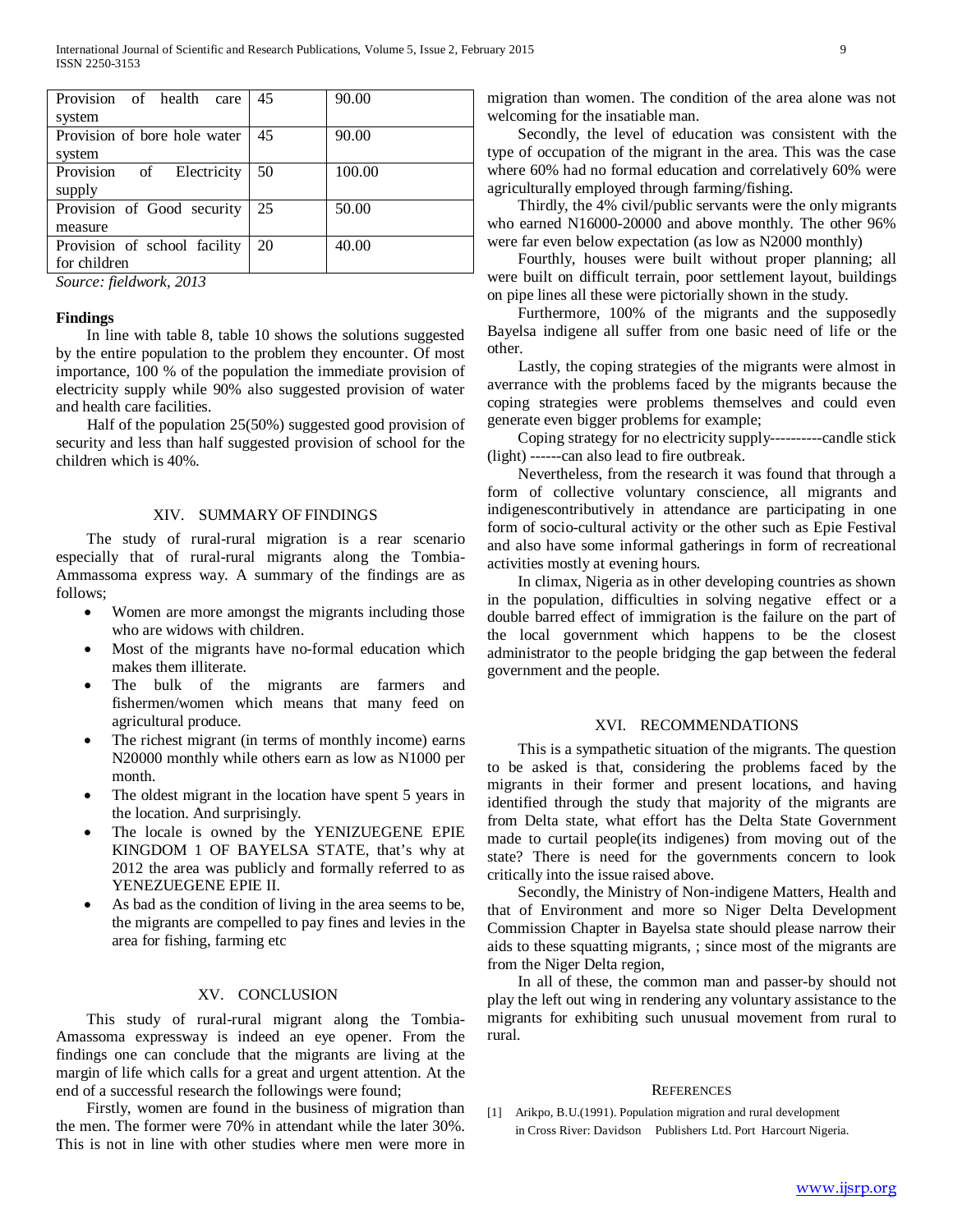| | | |
|---|---|---|
| Provision of health care system | 45 | 90.00 |
| Provision of bore hole water system | 45 | 90.00 |
| Provision of Electricity supply | 50 | 100.00 |
| Provision of Good security measure | 25 | 50.00 |
| Provision of school facility for children | 20 | 40.00 |

*Source: fieldwork, 2013*

**Findings**

In line with table 8, table 10 shows the solutions suggested by the entire population to the problem they encounter. Of most importance, 100 % of the population the immediate provision of electricity supply while 90% also suggested provision of water and health care facilities.

Half of the population 25(50%) suggested good provision of security and less than half suggested provision of school for the children which is 40%.

## XIV. Summary of Findings

The study of rural-rural migration is a rear scenario especially that of rural-rural migrants along the Tombia-Ammassoma express way. A summary of the findings are as follows;

- Women are more amongst the migrants including those who are widows with children.
- Most of the migrants have no-formal education which makes them illiterate.
- The bulk of the migrants are farmers and fishermen/women which means that many feed on agricultural produce.
- The richest migrant (in terms of monthly income) earns N20000 monthly while others earn as low as N1000 per month.
- The oldest migrant in the location have spent 5 years in the location. And surprisingly.
- The locale is owned by the YENIZUEGENE EPIE KINGDOM 1 OF BAYELSA STATE, that's why at 2012 the area was publicly and formally referred to as YENEZUEGENE EPIE II.
- As bad as the condition of living in the area seems to be, the migrants are compelled to pay fines and levies in the area for fishing, farming etc

## XV. Conclusion

This study of rural-rural migrant along the Tombia-Amassoma expressway is indeed an eye opener. From the findings one can conclude that the migrants are living at the margin of life which calls for a great and urgent attention. At the end of a successful research the followings were found;

Firstly, women are found in the business of migration than the men. The former were 70% in attendant while the later 30%. This is not in line with other studies where men were more in migration than women. The condition of the area alone was not welcoming for the insatiable man.

Secondly, the level of education was consistent with the type of occupation of the migrant in the area. This was the case where 60% had no formal education and correlatively 60% were agriculturally employed through farming/fishing.

Thirdly, the 4% civil/public servants were the only migrants who earned N16000-20000 and above monthly. The other 96% were far even below expectation (as low as N2000 monthly)

Fourthly, houses were built without proper planning; all were built on difficult terrain, poor settlement layout, buildings on pipe lines all these were pictorially shown in the study.

Furthermore, 100% of the migrants and the supposedly Bayelsa indigene all suffer from one basic need of life or the other.

Lastly, the coping strategies of the migrants were almost in averrance with the problems faced by the migrants because the coping strategies were problems themselves and could even generate even bigger problems for example;

Coping strategy for no electricity supply----------candle stick (light) ------can also lead to fire outbreak.

Nevertheless, from the research it was found that through a form of collective voluntary conscience, all migrants and indigenescontributively in attendance are participating in one form of socio-cultural activity or the other such as Epie Festival and also have some informal gatherings in form of recreational activities mostly at evening hours.

In climax, Nigeria as in other developing countries as shown in the population, difficulties in solving negative effect or a double barred effect of immigration is the failure on the part of the local government which happens to be the closest administrator to the people bridging the gap between the federal government and the people.

## XVI. Recommendations

This is a sympathetic situation of the migrants. The question to be asked is that, considering the problems faced by the migrants in their former and present locations, and having identified through the study that majority of the migrants are from Delta state, what effort has the Delta State Government made to curtail people(its indigenes) from moving out of the state? There is need for the governments concern to look critically into the issue raised above.

Secondly, the Ministry of Non-indigene Matters, Health and that of Environment and more so Niger Delta Development Commission Chapter in Bayelsa state should please narrow their aids to these squatting migrants, ; since most of the migrants are from the Niger Delta region,

In all of these, the common man and passer-by should not play the left out wing in rendering any voluntary assistance to the migrants for exhibiting such unusual movement from rural to rural.

## References

[1] Arikpo, B.U.(1991). Population migration and rural development in Cross River: Davidson Publishers Ltd. Port Harcourt Nigeria.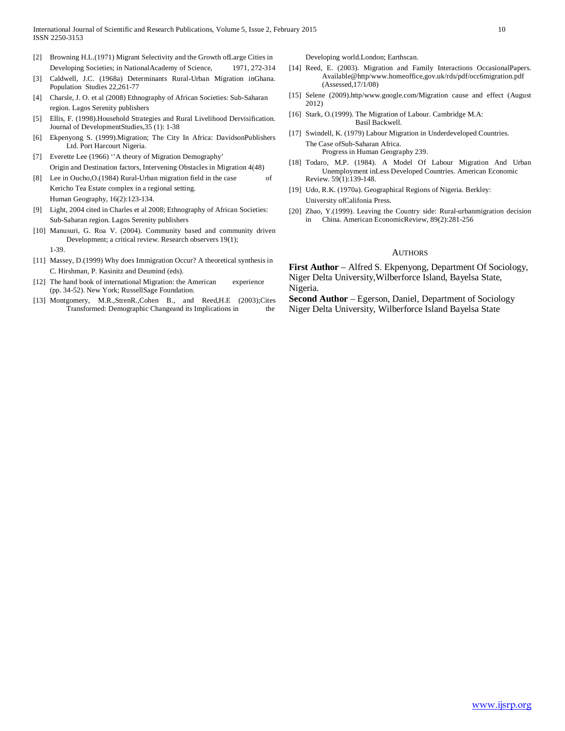[2] Browning H.L.(1971) Migrant Selectivity and the Growth ofLarge Cities in Developing Societies; in NationalAcademy of Science, 1971, 272-314

[3] Caldwell, J.C. (1968a) Determinants Rural-Urban Migration inGhana. Population Studies 22,261-77

[4] Charsle, J. O. et al (2008) Ethnography of African Societies: Sub-Saharan region. Lagos Serenity publishers

[5] Ellis, F. (1998).Household Strategies and Rural Livelihood Dervisification. Journal of DevelopmentStudies,35 (1): 1-38

[6] Ekpenyong S. (1999).Migration; The City In Africa: DavidsonPublishers Ltd. Port Harcourt Nigeria.

[7] Everette Lee (1966) ''A theory of Migration Demography' Origin and Destination factors, Intervening Obstacles in Migration 4(48)

[8] Lee in Oucho,O.(1984) Rural-Urban migration field in the case of Kericho Tea Estate complex in a regional setting. Human Geography, 16(2):123-134.

[9] Light, 2004 cited in Charles et al 2008; Ethnography of African Societies: Sub-Saharan region. Lagos Serenity publishers

[10] Manusuri, G. Roa V. (2004). Community based and community driven Development; a critical review. Research observers 19(1); 1-39.

[11] Massey, D.(1999) Why does Immigration Occur? A theoretical synthesis in C. Hirshman, P. Kasinitz and Deumind (eds).

[12] The hand book of international Migration: the American experience (pp. 34-52). New York; RussellSage Foundation.

[13] Montgomery, M.R.,StrenR.,Cohen B., and Reed,H.E (2003);Cites Transformed: Demographic Changeand its Implications in the Developing world.London; Earthscan.

[14] Reed, E. (2003). Migration and Family Interactions OccasionalPapers. Available@http/www.homeoffice,gov.uk/rds/pdf/occ6migration.pdf (Assessed,17/1/08)

[15] Selene (2009).http/www.google.com/Migration cause and effect (August 2012)

[16] Stark, O.(1999). The Migration of Labour. Cambridge M.A: Basil Backwell.

[17] Swindell, K. (1979) Labour Migration in Underdeveloped Countries. The Case ofSub-Saharan Africa. Progress in Human Geography 239.

[18] Todaro, M.P. (1984). A Model Of Labour Migration And Urban Unemployment inLess Developed Countries. American Economic Review. 59(1):139-148.

[19] Udo, R.K. (1970a). Geographical Regions of Nigeria. Berkley: University ofCalifonia Press.

[20] Zhao, Y.(1999). Leaving the Country side: Rural-urbanmigration decision in China. American EconomicReview, 89(2):281-256

## Authors

**First Author** – Alfred S. Ekpenyong, Department Of Sociology, Niger Delta University,Wilberforce Island, Bayelsa State, Nigeria.

**Second Author** – Egerson, Daniel, Department of Sociology Niger Delta University, Wilberforce Island Bayelsa State